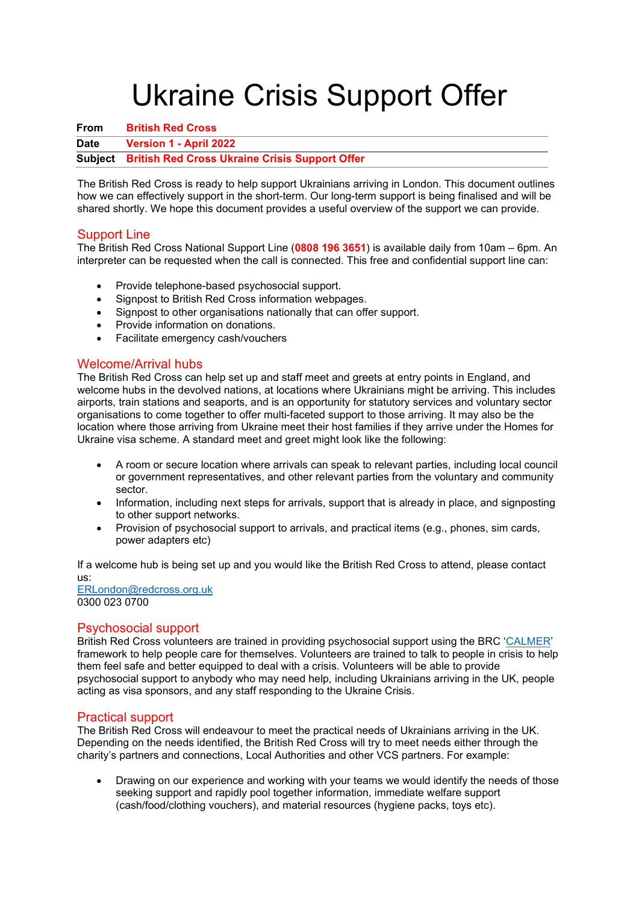# Ukraine Crisis Support Offer

| | |
|---|---|
| **From** | **British Red Cross** |
| **Date** | **Version 1 - April 2022** |
| **Subject** | **British Red Cross Ukraine Crisis Support Offer** |

The British Red Cross is ready to help support Ukrainians arriving in London. This document outlines how we can effectively support in the short-term. Our long-term support is being finalised and will be shared shortly. We hope this document provides a useful overview of the support we can provide.

## Support Line

The British Red Cross National Support Line (**0808 196 3651**) is available daily from 10am – 6pm. An interpreter can be requested when the call is connected. This free and confidential support line can:

- Provide telephone-based psychosocial support.
- Signpost to British Red Cross information webpages.
- Signpost to other organisations nationally that can offer support.
- Provide information on donations.
- Facilitate emergency cash/vouchers

## Welcome/Arrival hubs

The British Red Cross can help set up and staff meet and greets at entry points in England, and welcome hubs in the devolved nations, at locations where Ukrainians might be arriving. This includes airports, train stations and seaports, and is an opportunity for statutory services and voluntary sector organisations to come together to offer multi-faceted support to those arriving. It may also be the location where those arriving from Ukraine meet their host families if they arrive under the Homes for Ukraine visa scheme. A standard meet and greet might look like the following:

- A room or secure location where arrivals can speak to relevant parties, including local council or government representatives, and other relevant parties from the voluntary and community sector.
- Information, including next steps for arrivals, support that is already in place, and signposting to other support networks.
- Provision of psychosocial support to arrivals, and practical items (e.g., phones, sim cards, power adapters etc)

If a welcome hub is being set up and you would like the British Red Cross to attend, please contact us:
ERLondon@redcross.org.uk
0300 023 0700

## Psychosocial support

British Red Cross volunteers are trained in providing psychosocial support using the BRC 'CALMER' framework to help people care for themselves. Volunteers are trained to talk to people in crisis to help them feel safe and better equipped to deal with a crisis. Volunteers will be able to provide psychosocial support to anybody who may need help, including Ukrainians arriving in the UK, people acting as visa sponsors, and any staff responding to the Ukraine Crisis.

## Practical support

The British Red Cross will endeavour to meet the practical needs of Ukrainians arriving in the UK. Depending on the needs identified, the British Red Cross will try to meet needs either through the charity's partners and connections, Local Authorities and other VCS partners. For example:

- Drawing on our experience and working with your teams we would identify the needs of those seeking support and rapidly pool together information, immediate welfare support (cash/food/clothing vouchers), and material resources (hygiene packs, toys etc).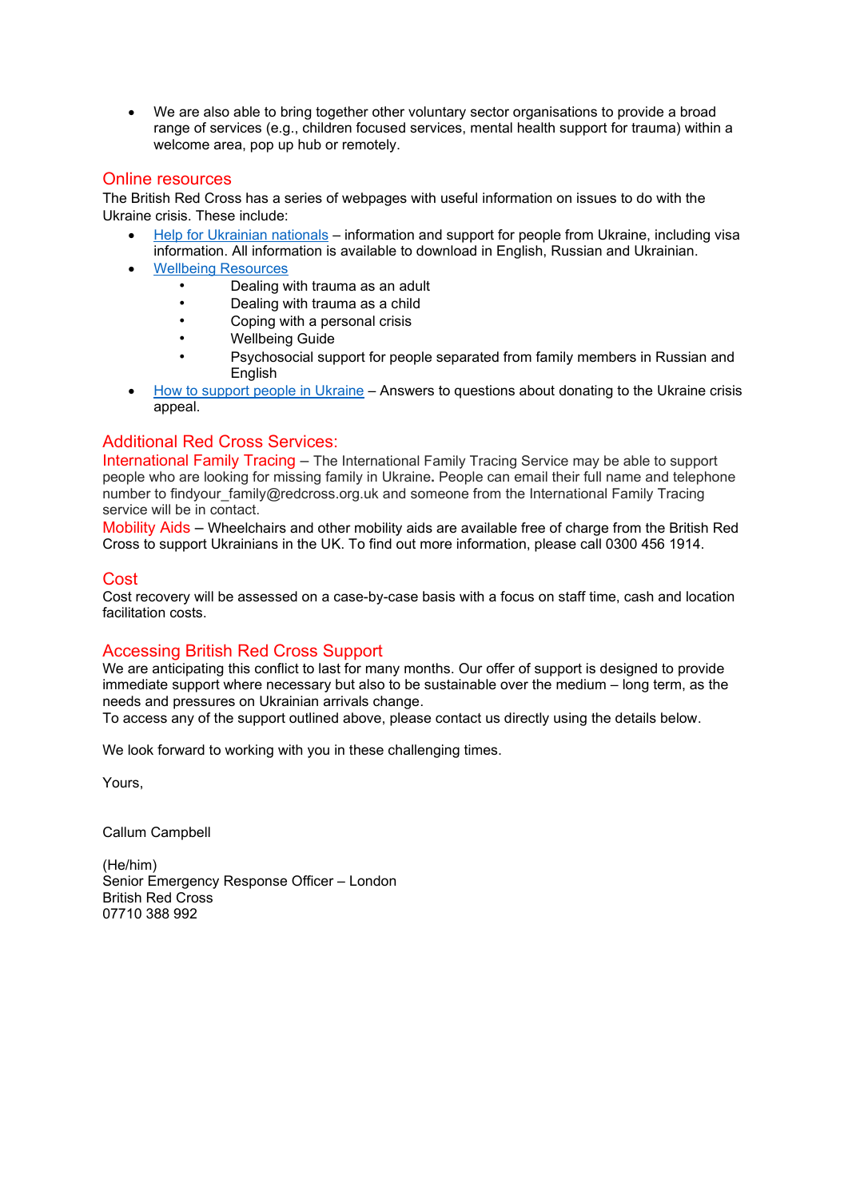- We are also able to bring together other voluntary sector organisations to provide a broad range of services (e.g., children focused services, mental health support for trauma) within a welcome area, pop up hub or remotely.

## Online resources

The British Red Cross has a series of webpages with useful information on issues to do with the Ukraine crisis. These include:

- Help for Ukrainian nationals – information and support for people from Ukraine, including visa information. All information is available to download in English, Russian and Ukrainian.
- Wellbeing Resources
  - Dealing with trauma as an adult
  - Dealing with trauma as a child
  - Coping with a personal crisis
  - Wellbeing Guide
  - Psychosocial support for people separated from family members in Russian and English
- How to support people in Ukraine – Answers to questions about donating to the Ukraine crisis appeal.

## Additional Red Cross Services:

International Family Tracing – The International Family Tracing Service may be able to support people who are looking for missing family in Ukraine**.** People can email their full name and telephone number to findyour_family@redcross.org.uk and someone from the International Family Tracing service will be in contact.

Mobility Aids – Wheelchairs and other mobility aids are available free of charge from the British Red Cross to support Ukrainians in the UK. To find out more information, please call 0300 456 1914.

## Cost

Cost recovery will be assessed on a case-by-case basis with a focus on staff time, cash and location facilitation costs.

## Accessing British Red Cross Support

We are anticipating this conflict to last for many months. Our offer of support is designed to provide immediate support where necessary but also to be sustainable over the medium – long term, as the needs and pressures on Ukrainian arrivals change.

To access any of the support outlined above, please contact us directly using the details below.

We look forward to working with you in these challenging times.

Yours,

Callum Campbell

(He/him)
Senior Emergency Response Officer – London
British Red Cross
07710 388 992